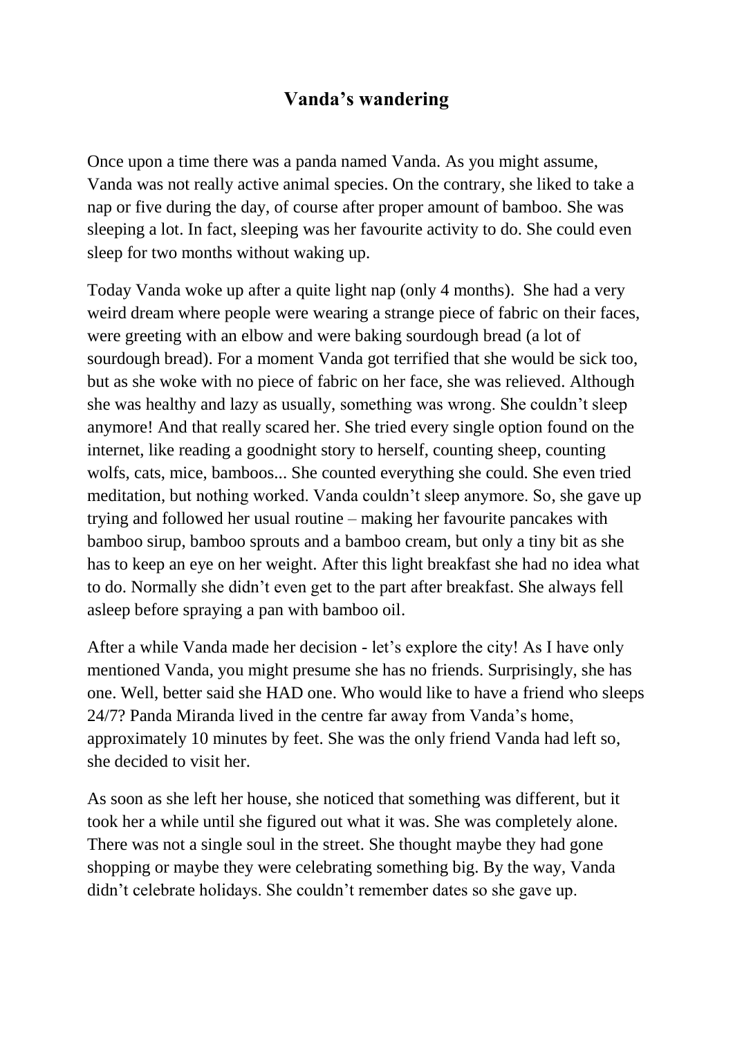# Vanda's wandering

Once upon a time there was a panda named Vanda. As you might assume, Vanda was not really active animal species. On the contrary, she liked to take a nap or five during the day, of course after proper amount of bamboo. She was sleeping a lot. In fact, sleeping was her favourite activity to do. She could even sleep for two months without waking up.

Today Vanda woke up after a quite light nap (only 4 months). She had a very weird dream where people were wearing a strange piece of fabric on their faces, were greeting with an elbow and were baking sourdough bread (a lot of sourdough bread). For a moment Vanda got terrified that she would be sick too, but as she woke with no piece of fabric on her face, she was relieved. Although she was healthy and lazy as usually, something was wrong. She couldn't sleep anymore! And that really scared her. She tried every single option found on the internet, like reading a goodnight story to herself, counting sheep, counting wolfs, cats, mice, bamboos... She counted everything she could. She even tried meditation, but nothing worked. Vanda couldn't sleep anymore. So, she gave up trying and followed her usual routine – making her favourite pancakes with bamboo sirup, bamboo sprouts and a bamboo cream, but only a tiny bit as she has to keep an eye on her weight. After this light breakfast she had no idea what to do. Normally she didn't even get to the part after breakfast. She always fell asleep before spraying a pan with bamboo oil.

After a while Vanda made her decision - let's explore the city! As I have only mentioned Vanda, you might presume she has no friends. Surprisingly, she has one. Well, better said she HAD one. Who would like to have a friend who sleeps 24/7? Panda Miranda lived in the centre far away from Vanda's home, approximately 10 minutes by feet. She was the only friend Vanda had left so, she decided to visit her.

As soon as she left her house, she noticed that something was different, but it took her a while until she figured out what it was. She was completely alone. There was not a single soul in the street. She thought maybe they had gone shopping or maybe they were celebrating something big. By the way, Vanda didn't celebrate holidays. She couldn't remember dates so she gave up.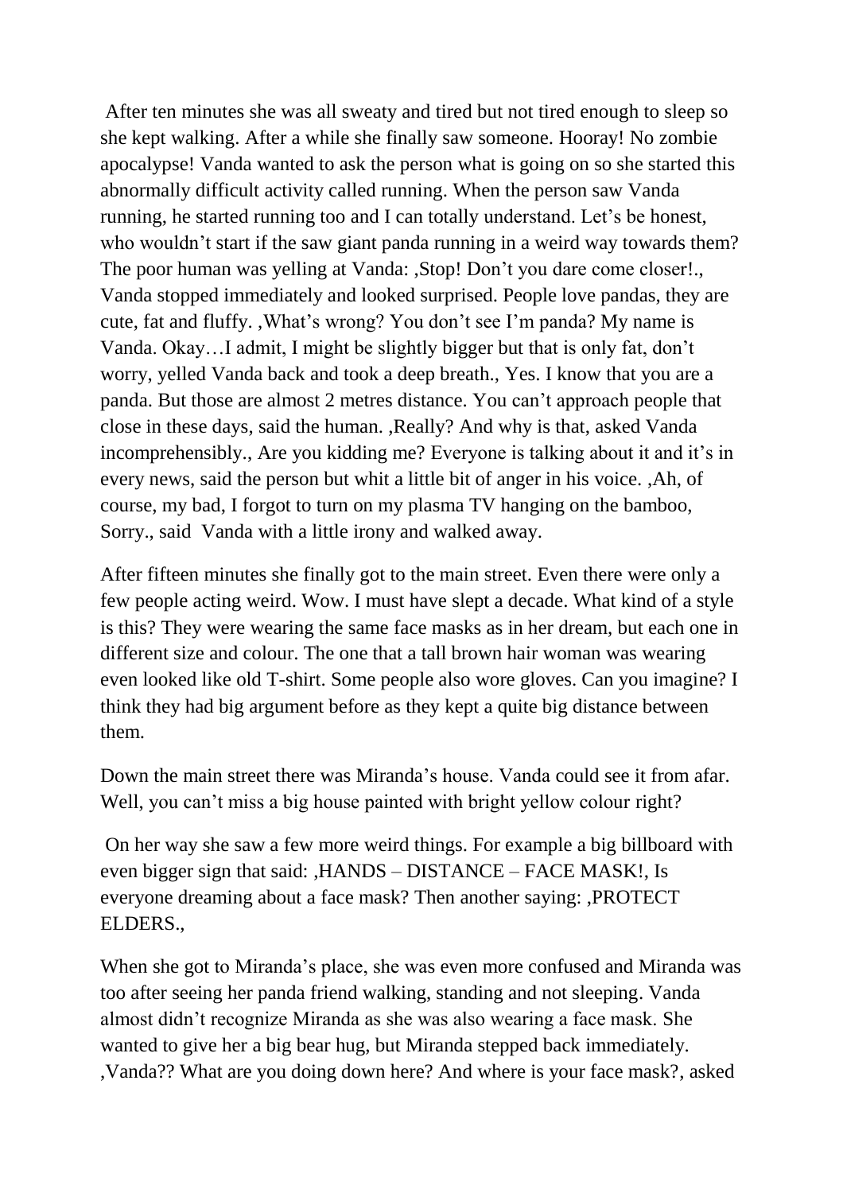After ten minutes she was all sweaty and tired but not tired enough to sleep so she kept walking. After a while she finally saw someone. Hooray! No zombie apocalypse! Vanda wanted to ask the person what is going on so she started this abnormally difficult activity called running. When the person saw Vanda running, he started running too and I can totally understand. Let's be honest, who wouldn't start if the saw giant panda running in a weird way towards them? The poor human was yelling at Vanda: ‚Stop! Don't you dare come closer!., Vanda stopped immediately and looked surprised. People love pandas, they are cute, fat and fluffy. ‚What's wrong? You don't see I'm panda? My name is Vanda. Okay…I admit, I might be slightly bigger but that is only fat, don't worry, yelled Vanda back and took a deep breath., Yes. I know that you are a panda. But those are almost 2 metres distance. You can't approach people that close in these days, said the human. ‚Really? And why is that, asked Vanda incomprehensibly., Are you kidding me? Everyone is talking about it and it's in every news, said the person but whit a little bit of anger in his voice. ‚Ah, of course, my bad, I forgot to turn on my plasma TV hanging on the bamboo, Sorry., said Vanda with a little irony and walked away.

After fifteen minutes she finally got to the main street. Even there were only a few people acting weird. Wow. I must have slept a decade. What kind of a style is this? They were wearing the same face masks as in her dream, but each one in different size and colour. The one that a tall brown hair woman was wearing even looked like old T-shirt. Some people also wore gloves. Can you imagine? I think they had big argument before as they kept a quite big distance between them.

Down the main street there was Miranda's house. Vanda could see it from afar. Well, you can't miss a big house painted with bright yellow colour right?

On her way she saw a few more weird things. For example a big billboard with even bigger sign that said: ‚HANDS – DISTANCE – FACE MASK!, Is everyone dreaming about a face mask? Then another saying: ‚PROTECT ELDERS.,

When she got to Miranda's place, she was even more confused and Miranda was too after seeing her panda friend walking, standing and not sleeping. Vanda almost didn't recognize Miranda as she was also wearing a face mask. She wanted to give her a big bear hug, but Miranda stepped back immediately. ‚Vanda?? What are you doing down here? And where is your face mask?, asked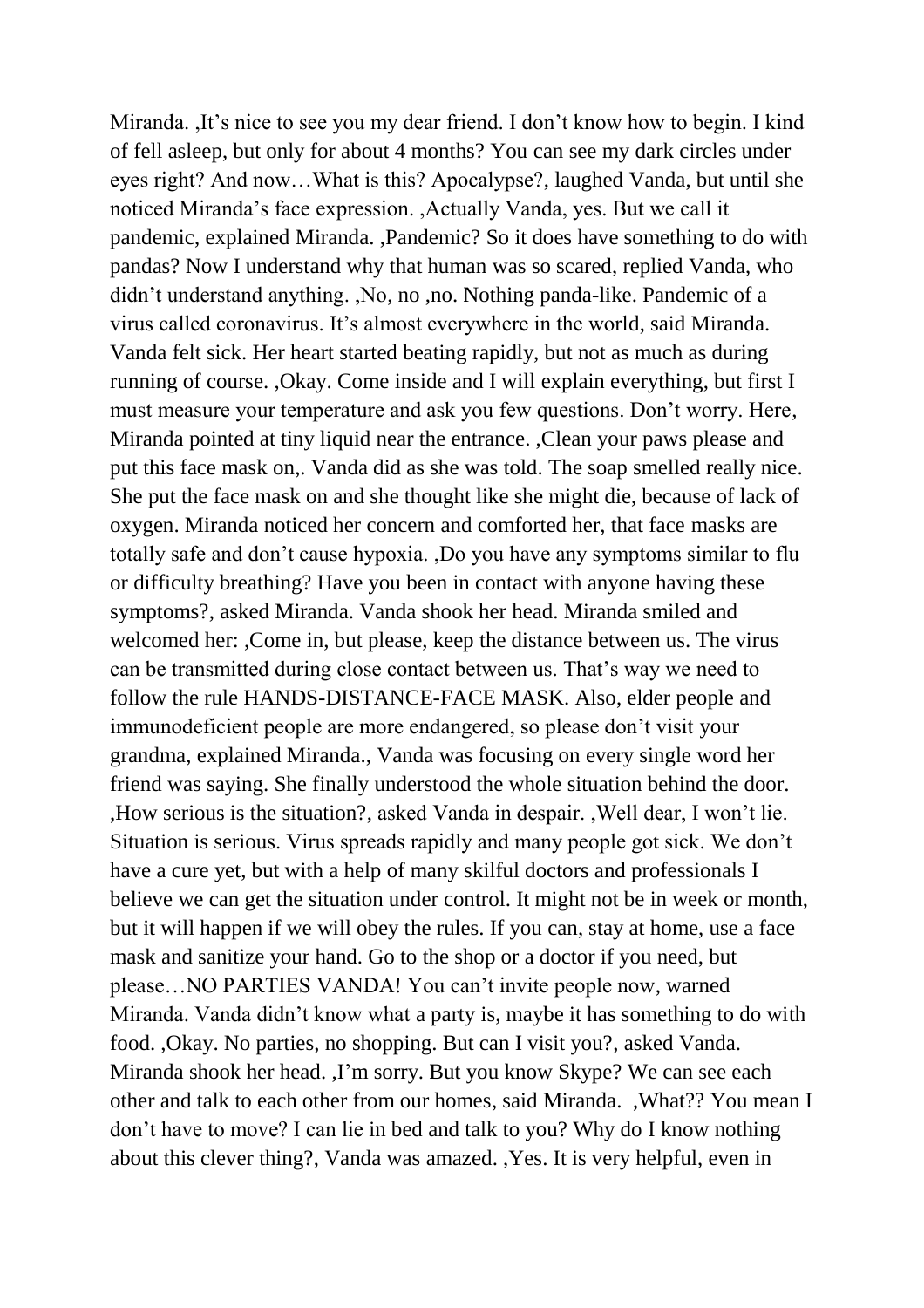Miranda. ‚It's nice to see you my dear friend. I don't know how to begin. I kind of fell asleep, but only for about 4 months? You can see my dark circles under eyes right? And now…What is this? Apocalypse?, laughed Vanda, but until she noticed Miranda's face expression. ‚Actually Vanda, yes. But we call it pandemic, explained Miranda. ‚Pandemic? So it does have something to do with pandas? Now I understand why that human was so scared, replied Vanda, who didn't understand anything. ‚No, no ‚no. Nothing panda-like. Pandemic of a virus called coronavirus. It's almost everywhere in the world, said Miranda. Vanda felt sick. Her heart started beating rapidly, but not as much as during running of course. ‚Okay. Come inside and I will explain everything, but first I must measure your temperature and ask you few questions. Don't worry. Here, Miranda pointed at tiny liquid near the entrance. ‚Clean your paws please and put this face mask on,. Vanda did as she was told. The soap smelled really nice. She put the face mask on and she thought like she might die, because of lack of oxygen. Miranda noticed her concern and comforted her, that face masks are totally safe and don't cause hypoxia. ‚Do you have any symptoms similar to flu or difficulty breathing? Have you been in contact with anyone having these symptoms?, asked Miranda. Vanda shook her head. Miranda smiled and welcomed her: ‚Come in, but please, keep the distance between us. The virus can be transmitted during close contact between us. That's way we need to follow the rule HANDS-DISTANCE-FACE MASK. Also, elder people and immunodeficient people are more endangered, so please don't visit your grandma, explained Miranda., Vanda was focusing on every single word her friend was saying. She finally understood the whole situation behind the door. ‚How serious is the situation?, asked Vanda in despair. ‚Well dear, I won't lie. Situation is serious. Virus spreads rapidly and many people got sick. We don't have a cure yet, but with a help of many skilful doctors and professionals I believe we can get the situation under control. It might not be in week or month, but it will happen if we will obey the rules. If you can, stay at home, use a face mask and sanitize your hand. Go to the shop or a doctor if you need, but please…NO PARTIES VANDA! You can't invite people now, warned Miranda. Vanda didn't know what a party is, maybe it has something to do with food. ‚Okay. No parties, no shopping. But can I visit you?, asked Vanda. Miranda shook her head. ‚I'm sorry. But you know Skype? We can see each other and talk to each other from our homes, said Miranda. ‚What?? You mean I don't have to move? I can lie in bed and talk to you? Why do I know nothing about this clever thing?, Vanda was amazed. ‚Yes. It is very helpful, even in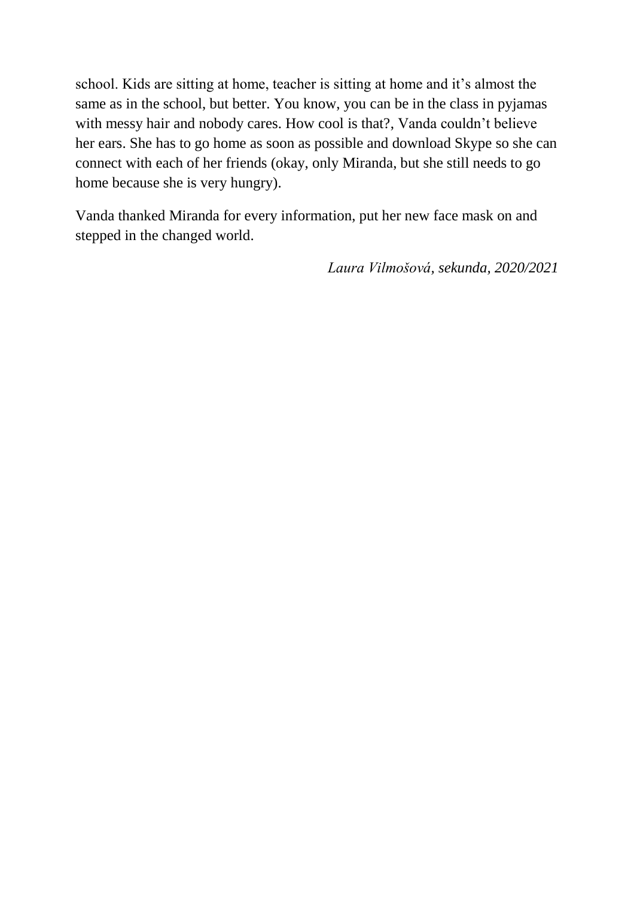school. Kids are sitting at home, teacher is sitting at home and it's almost the same as in the school, but better. You know, you can be in the class in pyjamas with messy hair and nobody cares. How cool is that?, Vanda couldn't believe her ears. She has to go home as soon as possible and download Skype so she can connect with each of her friends (okay, only Miranda, but she still needs to go home because she is very hungry).

Vanda thanked Miranda for every information, put her new face mask on and stepped in the changed world.

*Laura Vilmošová, sekunda, 2020/2021*